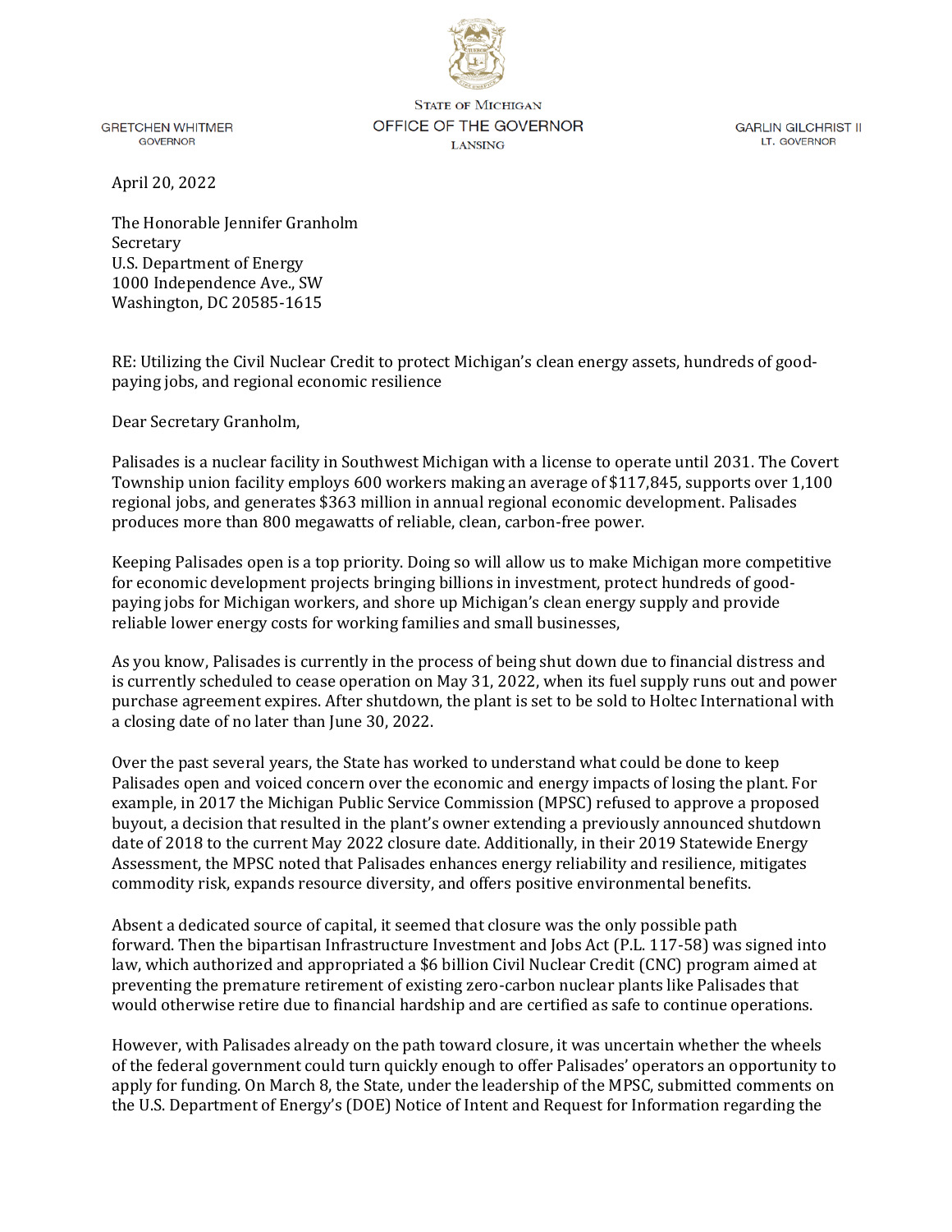STATE OF MICHIGAN
OFFICE OF THE GOVERNOR
LANSING

GRETCHEN WHITMER
GOVERNOR

GARLIN GILCHRIST II
LT. GOVERNOR

April 20, 2022

The Honorable Jennifer Granholm
Secretary
U.S. Department of Energy
1000 Independence Ave., SW
Washington, DC 20585-1615

RE: Utilizing the Civil Nuclear Credit to protect Michigan's clean energy assets, hundreds of good-paying jobs, and regional economic resilience

Dear Secretary Granholm,

Palisades is a nuclear facility in Southwest Michigan with a license to operate until 2031. The Covert Township union facility employs 600 workers making an average of $117,845, supports over 1,100 regional jobs, and generates $363 million in annual regional economic development. Palisades produces more than 800 megawatts of reliable, clean, carbon-free power.

Keeping Palisades open is a top priority. Doing so will allow us to make Michigan more competitive for economic development projects bringing billions in investment, protect hundreds of good-paying jobs for Michigan workers, and shore up Michigan's clean energy supply and provide reliable lower energy costs for working families and small businesses,

As you know, Palisades is currently in the process of being shut down due to financial distress and is currently scheduled to cease operation on May 31, 2022, when its fuel supply runs out and power purchase agreement expires. After shutdown, the plant is set to be sold to Holtec International with a closing date of no later than June 30, 2022.

Over the past several years, the State has worked to understand what could be done to keep Palisades open and voiced concern over the economic and energy impacts of losing the plant. For example, in 2017 the Michigan Public Service Commission (MPSC) refused to approve a proposed buyout, a decision that resulted in the plant's owner extending a previously announced shutdown date of 2018 to the current May 2022 closure date. Additionally, in their 2019 Statewide Energy Assessment, the MPSC noted that Palisades enhances energy reliability and resilience, mitigates commodity risk, expands resource diversity, and offers positive environmental benefits.

Absent a dedicated source of capital, it seemed that closure was the only possible path forward. Then the bipartisan Infrastructure Investment and Jobs Act (P.L. 117-58) was signed into law, which authorized and appropriated a $6 billion Civil Nuclear Credit (CNC) program aimed at preventing the premature retirement of existing zero-carbon nuclear plants like Palisades that would otherwise retire due to financial hardship and are certified as safe to continue operations.

However, with Palisades already on the path toward closure, it was uncertain whether the wheels of the federal government could turn quickly enough to offer Palisades' operators an opportunity to apply for funding. On March 8, the State, under the leadership of the MPSC, submitted comments on the U.S. Department of Energy's (DOE) Notice of Intent and Request for Information regarding the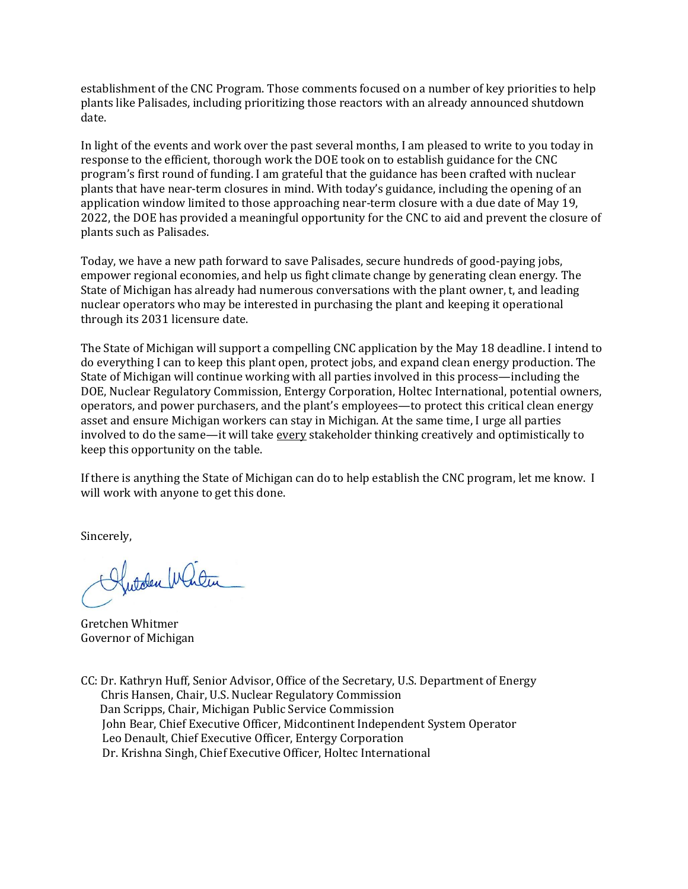establishment of the CNC Program. Those comments focused on a number of key priorities to help plants like Palisades, including prioritizing those reactors with an already announced shutdown date.

In light of the events and work over the past several months, I am pleased to write to you today in response to the efficient, thorough work the DOE took on to establish guidance for the CNC program's first round of funding. I am grateful that the guidance has been crafted with nuclear plants that have near-term closures in mind. With today's guidance, including the opening of an application window limited to those approaching near-term closure with a due date of May 19, 2022, the DOE has provided a meaningful opportunity for the CNC to aid and prevent the closure of plants such as Palisades.

Today, we have a new path forward to save Palisades, secure hundreds of good-paying jobs, empower regional economies, and help us fight climate change by generating clean energy. The State of Michigan has already had numerous conversations with the plant owner, t, and leading nuclear operators who may be interested in purchasing the plant and keeping it operational through its 2031 licensure date.

The State of Michigan will support a compelling CNC application by the May 18 deadline. I intend to do everything I can to keep this plant open, protect jobs, and expand clean energy production. The State of Michigan will continue working with all parties involved in this process—including the DOE, Nuclear Regulatory Commission, Entergy Corporation, Holtec International, potential owners, operators, and power purchasers, and the plant's employees—to protect this critical clean energy asset and ensure Michigan workers can stay in Michigan. At the same time, I urge all parties involved to do the same—it will take <u>every</u> stakeholder thinking creatively and optimistically to keep this opportunity on the table.

If there is anything the State of Michigan can do to help establish the CNC program, let me know. I will work with anyone to get this done.

Sincerely,

Gretchen Whitmer
Governor of Michigan

CC: Dr. Kathryn Huff, Senior Advisor, Office of the Secretary, U.S. Department of Energy
Chris Hansen, Chair, U.S. Nuclear Regulatory Commission
Dan Scripps, Chair, Michigan Public Service Commission
John Bear, Chief Executive Officer, Midcontinent Independent System Operator
Leo Denault, Chief Executive Officer, Entergy Corporation
Dr. Krishna Singh, Chief Executive Officer, Holtec International